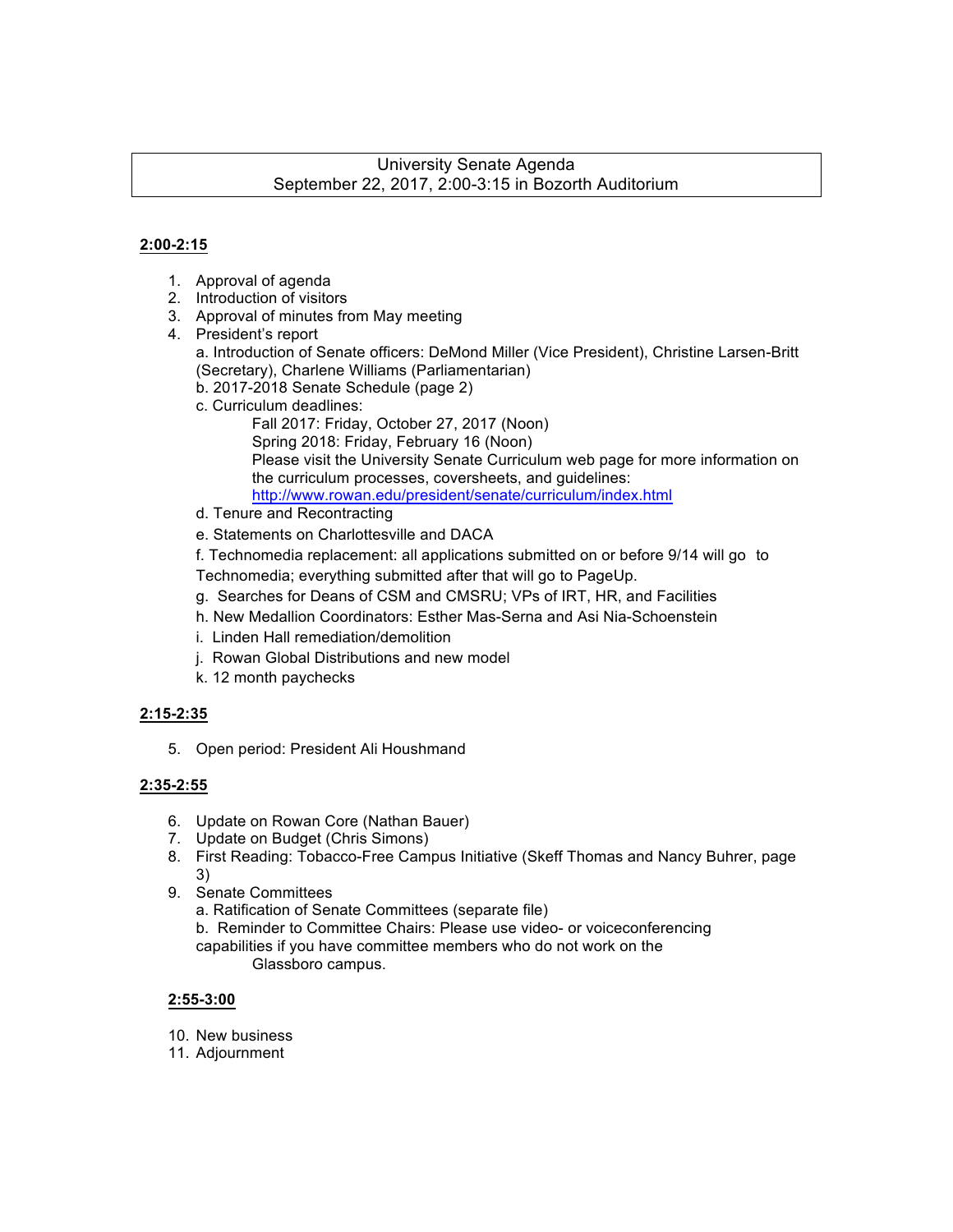# University Senate Agenda

September 22, 2017, 2:00-3:15 in Bozorth Auditorium

**2:00-2:15**

1. Approval of agenda
2. Introduction of visitors
3. Approval of minutes from May meeting
4. President's report

   a. Introduction of Senate officers: DeMond Miller (Vice President), Christine Larsen-Britt (Secretary), Charlene Williams (Parliamentarian)

   b. 2017-2018 Senate Schedule (page 2)

   c. Curriculum deadlines:

      Fall 2017: Friday, October 27, 2017 (Noon)

      Spring 2018: Friday, February 16 (Noon)

      Please visit the University Senate Curriculum web page for more information on the curriculum processes, coversheets, and guidelines: [http://www.rowan.edu/president/senate/curriculum/index.html](http://www.rowan.edu/president/senate/curriculum/index.html)

   d. Tenure and Recontracting

   e. Statements on Charlottesville and DACA

   f. Technomedia replacement: all applications submitted on or before 9/14 will go to Technomedia; everything submitted after that will go to PageUp.

   g. Searches for Deans of CSM and CMSRU; VPs of IRT, HR, and Facilities

   h. New Medallion Coordinators: Esther Mas-Serna and Asi Nia-Schoenstein

   i. Linden Hall remediation/demolition

   j. Rowan Global Distributions and new model

   k. 12 month paychecks

**2:15-2:35**

5. Open period: President Ali Houshmand

**2:35-2:55**

6. Update on Rowan Core (Nathan Bauer)
7. Update on Budget (Chris Simons)
8. First Reading: Tobacco-Free Campus Initiative (Skeff Thomas and Nancy Buhrer, page 3)
9. Senate Committees

   a. Ratification of Senate Committees (separate file)

   b. Reminder to Committee Chairs: Please use video- or voiceconferencing capabilities if you have committee members who do not work on the Glassboro campus.

**2:55-3:00**

10. New business
11. Adjournment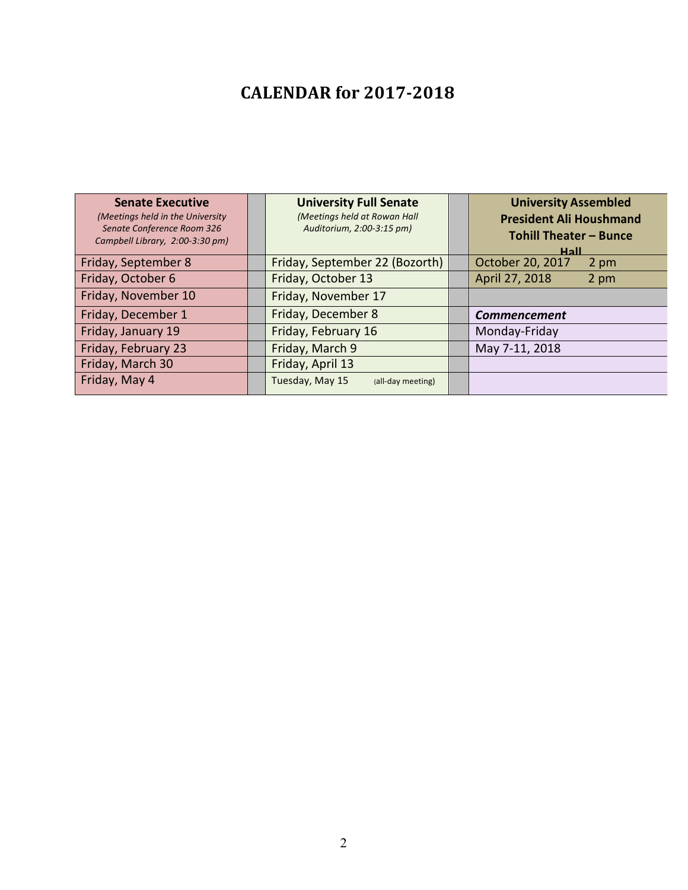# CALENDAR for 2017-2018

| **Senate Executive** *(Meetings held in the University Senate Conference Room 326 Campbell Library, 2:00-3:30 pm)* | | **University Full Senate** *(Meetings held at Rowan Hall Auditorium, 2:00-3:15 pm)* | | **University Assembled President Ali Houshmand Tohill Theater – Bunce Hall** |
|---|---|---|---|---|
| Friday, September 8 | | Friday, September 22 (Bozorth) | | October 20, 2017 2 pm |
| Friday, October 6 | | Friday, October 13 | | April 27, 2018 2 pm |
| Friday, November 10 | | Friday, November 17 | | |
| Friday, December 1 | | Friday, December 8 | | ***Commencement*** |
| Friday, January 19 | | Friday, February 16 | | Monday-Friday |
| Friday, February 23 | | Friday, March 9 | | May 7-11, 2018 |
| Friday, March 30 | | Friday, April 13 | | |
| Friday, May 4 | | Tuesday, May 15 (all-day meeting) | | |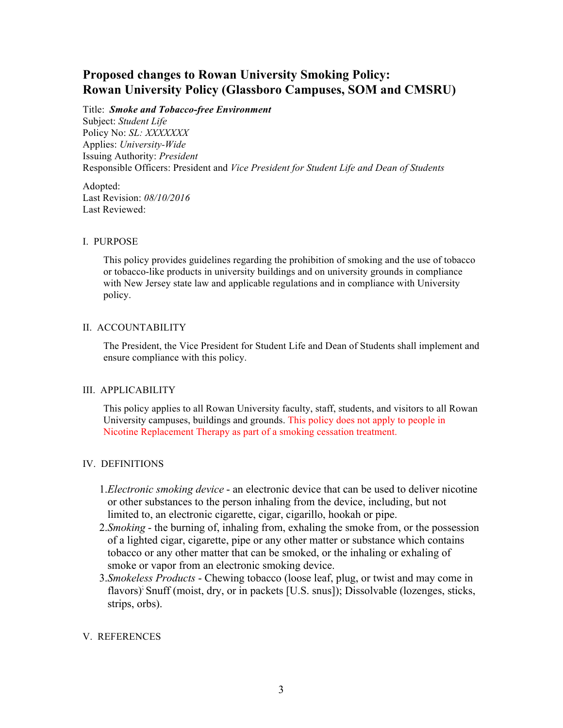# Proposed changes to Rowan University Smoking Policy: Rowan University Policy (Glassboro Campuses, SOM and CMSRU)

Title: ***Smoke and Tobacco-free Environment***
Subject: *Student Life*
Policy No: *SL: XXXXXXX*
Applies: *University-Wide*
Issuing Authority: *President*
Responsible Officers: President and *Vice President for Student Life and Dean of Students*

Adopted:
Last Revision: *08/10/2016*
Last Reviewed:

## I. PURPOSE

This policy provides guidelines regarding the prohibition of smoking and the use of tobacco or tobacco-like products in university buildings and on university grounds in compliance with New Jersey state law and applicable regulations and in compliance with University policy.

## II. ACCOUNTABILITY

The President, the Vice President for Student Life and Dean of Students shall implement and ensure compliance with this policy.

## III. APPLICABILITY

This policy applies to all Rowan University faculty, staff, students, and visitors to all Rowan University campuses, buildings and grounds. This policy does not apply to people in Nicotine Replacement Therapy as part of a smoking cessation treatment.

## IV. DEFINITIONS

1. *Electronic smoking device* - an electronic device that can be used to deliver nicotine or other substances to the person inhaling from the device, including, but not limited to, an electronic cigarette, cigar, cigarillo, hookah or pipe.
2. *Smoking* - the burning of, inhaling from, exhaling the smoke from, or the possession of a lighted cigar, cigarette, pipe or any other matter or substance which contains tobacco or any other matter that can be smoked, or the inhaling or exhaling of smoke or vapor from an electronic smoking device.
3. *Smokeless Products* - Chewing tobacco (loose leaf, plug, or twist and may come in flavors); Snuff (moist, dry, or in packets [U.S. snus]); Dissolvable (lozenges, sticks, strips, orbs).

## V. REFERENCES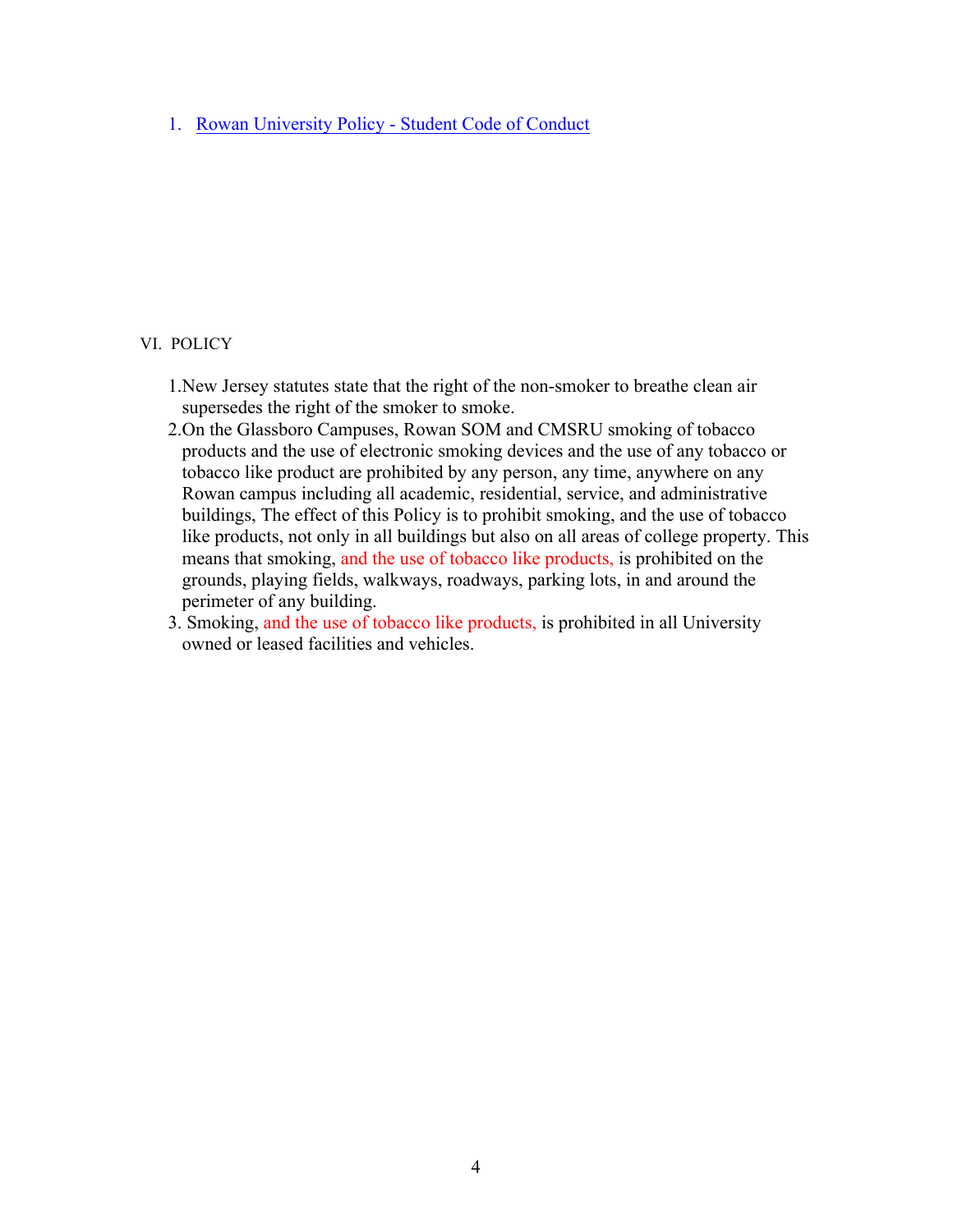1. [Rowan University Policy - Student Code of Conduct]

## VI. POLICY

1. New Jersey statutes state that the right of the non-smoker to breathe clean air supersedes the right of the smoker to smoke.
2. On the Glassboro Campuses, Rowan SOM and CMSRU smoking of tobacco products and the use of electronic smoking devices and the use of any tobacco or tobacco like product are prohibited by any person, any time, anywhere on any Rowan campus including all academic, residential, service, and administrative buildings, The effect of this Policy is to prohibit smoking, and the use of tobacco like products, not only in all buildings but also on all areas of college property. This means that smoking, and the use of tobacco like products, is prohibited on the grounds, playing fields, walkways, roadways, parking lots, in and around the perimeter of any building.
3. Smoking, and the use of tobacco like products, is prohibited in all University owned or leased facilities and vehicles.